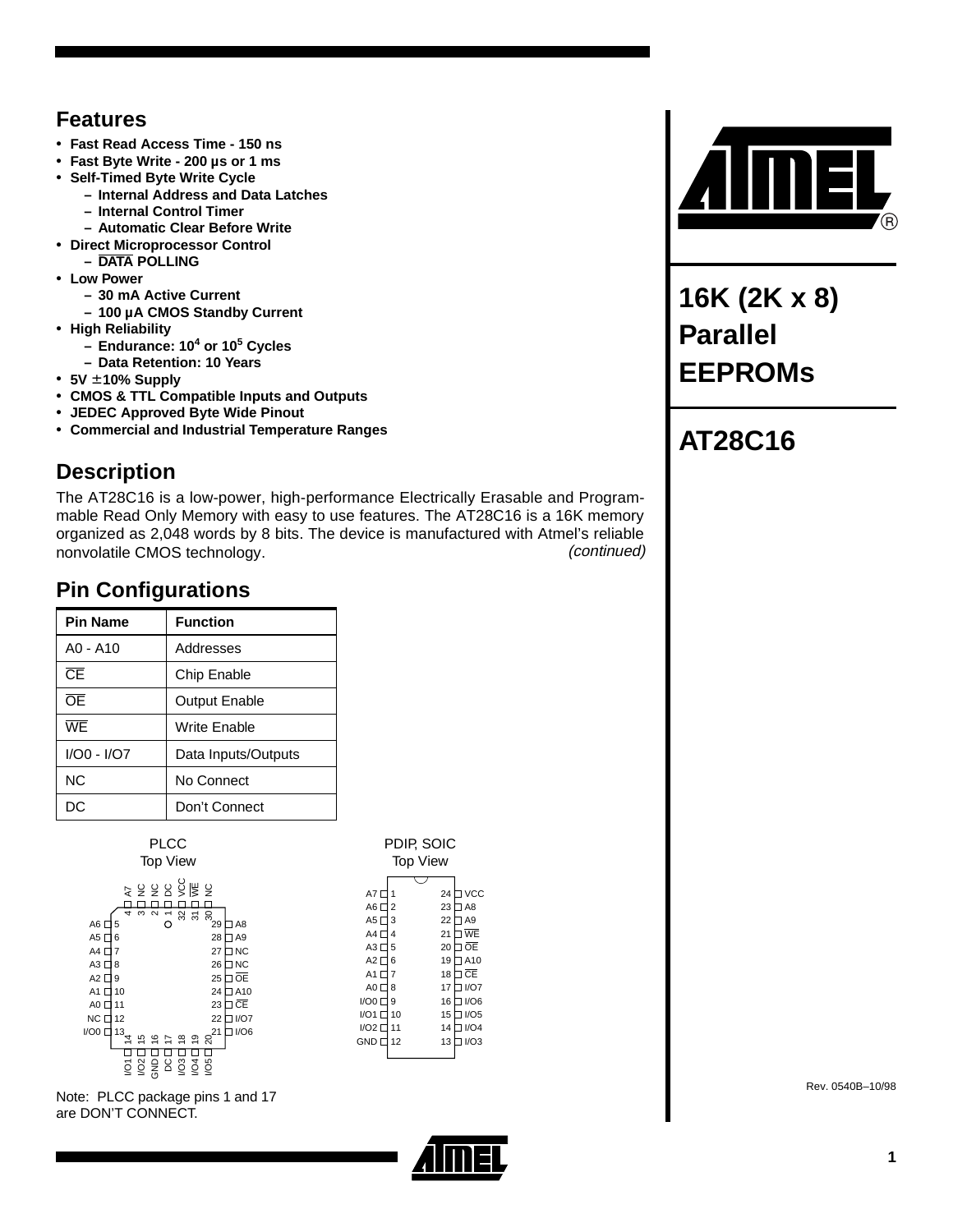## Features

- **Fast Read Access Time - 150 ns**
- **Fast Byte Write - 200 µs or 1 ms**
- **Self-Timed Byte Write Cycle**
  - **Internal Address and Data Latches**
  - **Internal Control Timer**
  - **Automatic Clear Before Write**
- **Direct Microprocessor Control**
  - **DATA POLLING**
- **Low Power**
  - **30 mA Active Current**
  - **100 µA CMOS Standby Current**
- **High Reliability**
  - **Endurance: $10^4$ or $10^5$ Cycles**
  - **Data Retention: 10 Years**
- **5V ±10% Supply**
- **CMOS & TTL Compatible Inputs and Outputs**
- **JEDEC Approved Byte Wide Pinout**
- **Commercial and Industrial Temperature Ranges**

# 16K (2K x 8) Parallel EEPROMs

# AT28C16

## Description

The AT28C16 is a low-power, high-performance Electrically Erasable and Programmable Read Only Memory with easy to use features. The AT28C16 is a 16K memory organized as 2,048 words by 8 bits. The device is manufactured with Atmel's reliable nonvolatile CMOS technology. *(continued)*

## Pin Configurations

| Pin Name | Function |
|---|---|
| A0 - A10 | Addresses |
| CE | Chip Enable |
| OE | Output Enable |
| WE | Write Enable |
| I/O0 - I/O7 | Data Inputs/Outputs |
| NC | No Connect |
| DC | Don't Connect |

PLCC Top View

| Pin | Name | Pin | Name |
|---|---|---|---|
| 1 | DC | 17 | DC |
| 2 | NC | 18 | I/O3 |
| 3 | NC | 19 | I/O4 |
| 4 | A7 | 20 | I/O5 |
| 5 | A6 | 21 | I/O6 |
| 6 | A5 | 22 | I/O7 |
| 7 | A4 | 23 | CE |
| 8 | A3 | 24 | A10 |
| 9 | A2 | 25 | OE |
| 10 | A1 | 26 | NC |
| 11 | A0 | 27 | NC |
| 12 | NC | 28 | A9 |
| 13 | I/O0 | 29 | A8 |
| 14 | I/O1 | 30 | NC |
| 15 | I/O2 | 31 | WE |
| 16 | GND | 32 | VCC |

Note: PLCC package pins 1 and 17 are DON'T CONNECT.

PDIP, SOIC Top View

| Pin | Name | Pin | Name |
|---|---|---|---|
| 1 | A7 | 24 | VCC |
| 2 | A6 | 23 | A8 |
| 3 | A5 | 22 | A9 |
| 4 | A4 | 21 | WE |
| 5 | A3 | 20 | OE |
| 6 | A2 | 19 | A10 |
| 7 | A1 | 18 | CE |
| 8 | A0 | 17 | I/O7 |
| 9 | I/O0 | 16 | I/O6 |
| 10 | I/O1 | 15 | I/O5 |
| 11 | I/O2 | 14 | I/O4 |
| 12 | GND | 13 | I/O3 |

Rev. 0540B–10/98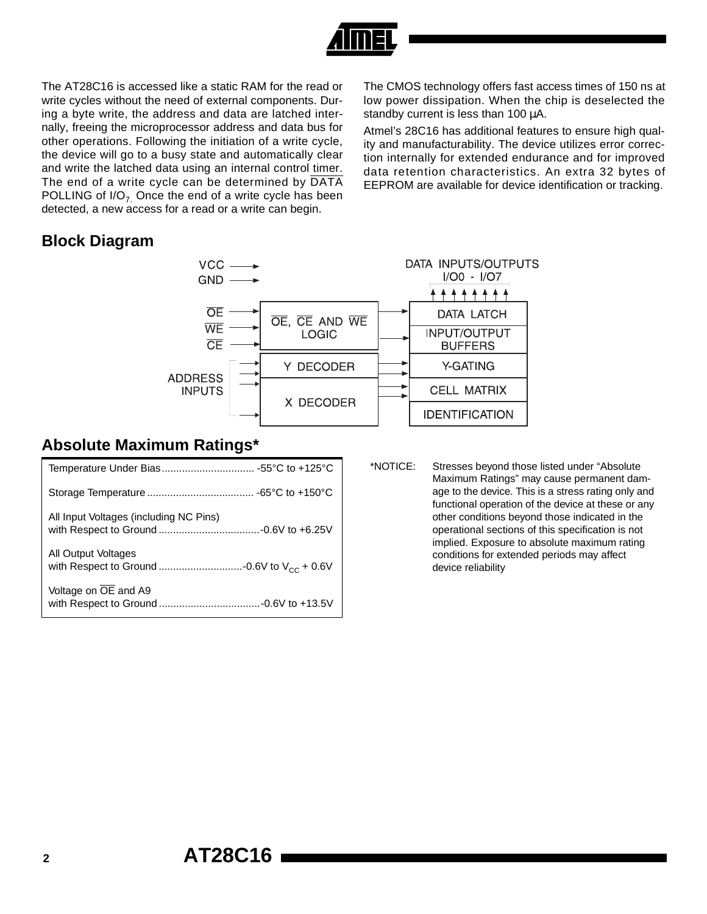The AT28C16 is accessed like a static RAM for the read or write cycles without the need of external components. During a byte write, the address and data are latched internally, freeing the microprocessor address and data bus for other operations. Following the initiation of a write cycle, the device will go to a busy state and automatically clear and write the latched data using an internal control timer. The end of a write cycle can be determined by DATA POLLING of I/O7. Once the end of a write cycle has been detected, a new access for a read or a write can begin.

The CMOS technology offers fast access times of 150 ns at low power dissipation. When the chip is deselected the standby current is less than 100 µA.

Atmel's 28C16 has additional features to ensure high quality and manufacturability. The device utilizes error correction internally for extended endurance and for improved data retention characteristics. An extra 32 bytes of EEPROM are available for device identification or tracking.

## Block Diagram

VCC →
GND →

OE, WE, CE → OE, CE AND WE LOGIC → DATA LATCH / INPUT/OUTPUT BUFFERS

DATA INPUTS/OUTPUTS I/O0 - I/O7

ADDRESS INPUTS → Y DECODER → Y-GATING

ADDRESS INPUTS → X DECODER → CELL MATRIX / IDENTIFICATION

## Absolute Maximum Ratings*

| Parameter | Rating |
|---|---|
| Temperature Under Bias | -55°C to +125°C |
| Storage Temperature | -65°C to +150°C |
| All Input Voltages (including NC Pins) with Respect to Ground | -0.6V to +6.25V |
| All Output Voltages with Respect to Ground | -0.6V to $V_{CC}$ + 0.6V |
| Voltage on OE and A9 with Respect to Ground | -0.6V to +13.5V |

*NOTICE: Stresses beyond those listed under "Absolute Maximum Ratings" may cause permanent damage to the device. This is a stress rating only and functional operation of the device at these or any other conditions beyond those indicated in the operational sections of this specification is not implied. Exposure to absolute maximum rating conditions for extended periods may affect device reliability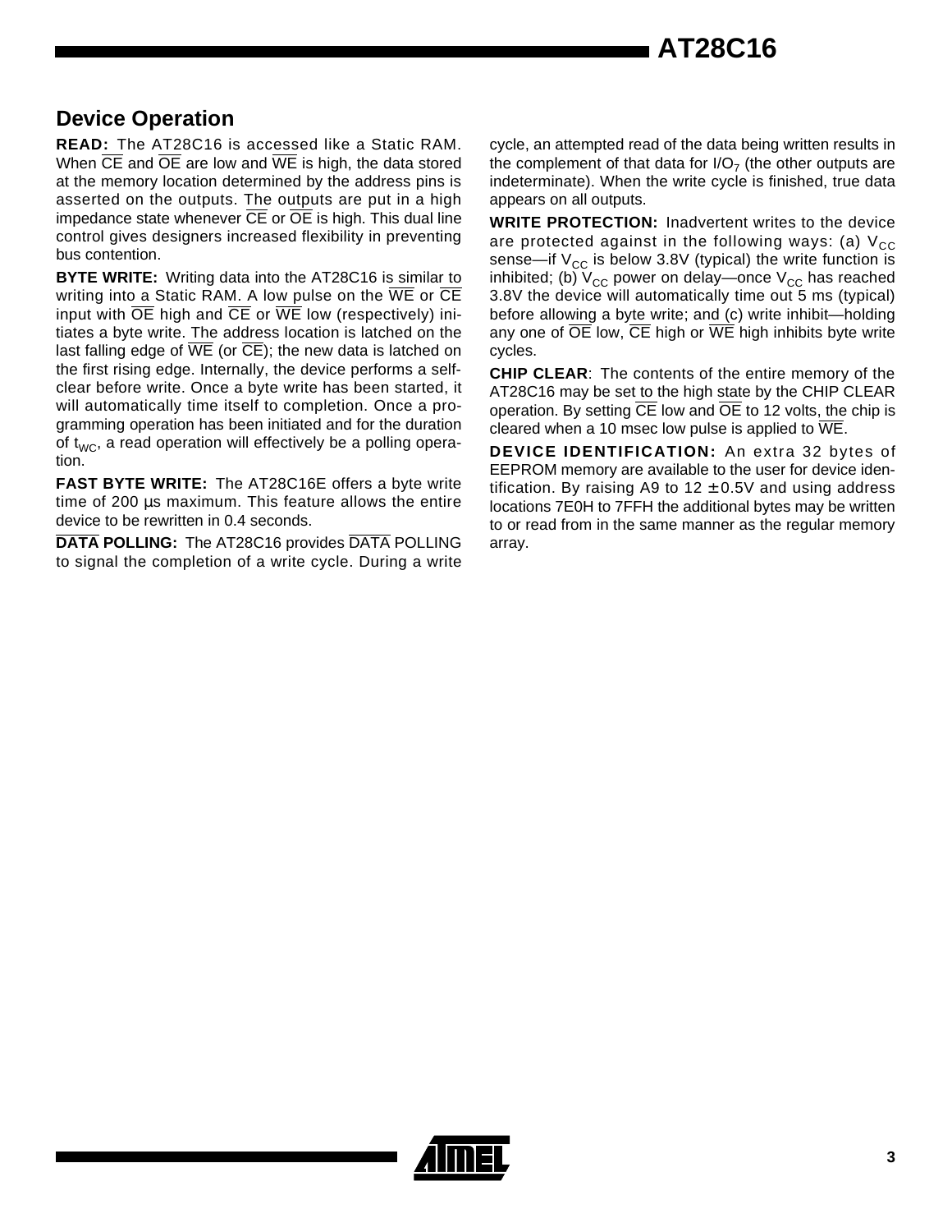## Device Operation

**READ:** The AT28C16 is accessed like a Static RAM. When $\overline{CE}$ and $\overline{OE}$ are low and $\overline{WE}$ is high, the data stored at the memory location determined by the address pins is asserted on the outputs. The outputs are put in a high impedance state whenever $\overline{CE}$ or $\overline{OE}$ is high. This dual line control gives designers increased flexibility in preventing bus contention.

**BYTE WRITE:** Writing data into the AT28C16 is similar to writing into a Static RAM. A low pulse on the $\overline{WE}$ or $\overline{CE}$ input with $\overline{OE}$ high and $\overline{CE}$ or $\overline{WE}$ low (respectively) initiates a byte write. The address location is latched on the last falling edge of $\overline{WE}$ (or $\overline{CE}$); the new data is latched on the first rising edge. Internally, the device performs a self-clear before write. Once a byte write has been started, it will automatically time itself to completion. Once a programming operation has been initiated and for the duration of $t_{WC}$, a read operation will effectively be a polling operation.

**FAST BYTE WRITE:** The AT28C16E offers a byte write time of 200 µs maximum. This feature allows the entire device to be rewritten in 0.4 seconds.

**$\overline{\text{DATA}}$ POLLING:** The AT28C16 provides $\overline{\text{DATA}}$ POLLING to signal the completion of a write cycle. During a write cycle, an attempted read of the data being written results in the complement of that data for $I/O_7$ (the other outputs are indeterminate). When the write cycle is finished, true data appears on all outputs.

**WRITE PROTECTION:** Inadvertent writes to the device are protected against in the following ways: (a) $V_{CC}$ sense—if $V_{CC}$ is below 3.8V (typical) the write function is inhibited; (b) $V_{CC}$ power on delay—once $V_{CC}$ has reached 3.8V the device will automatically time out 5 ms (typical) before allowing a byte write; and (c) write inhibit—holding any one of $\overline{OE}$ low, $\overline{CE}$ high or $\overline{WE}$ high inhibits byte write cycles.

**CHIP CLEAR**: The contents of the entire memory of the AT28C16 may be set to the high state by the CHIP CLEAR operation. By setting $\overline{CE}$ low and $\overline{OE}$ to 12 volts, the chip is cleared when a 10 msec low pulse is applied to $\overline{WE}$.

**DEVICE IDENTIFICATION:** An extra 32 bytes of EEPROM memory are available to the user for device identification. By raising A9 to 12 ±0.5V and using address locations 7E0H to 7FFH the additional bytes may be written to or read from in the same manner as the regular memory array.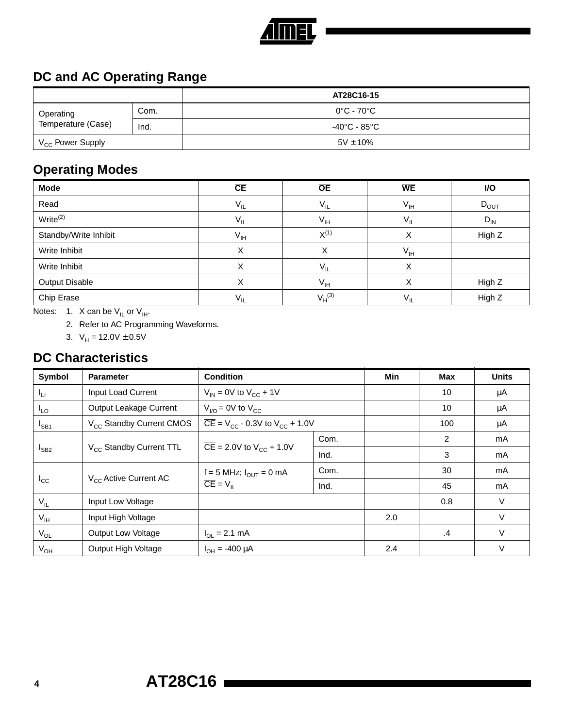## DC and AC Operating Range

| | | AT28C16-15 |
|---|---|---|
| Operating Temperature (Case) | Com. | 0°C - 70°C |
| | Ind. | -40°C - 85°C |
| $V_{CC}$ Power Supply | | 5V ± 10% |

## Operating Modes

| Mode | $\overline{CE}$ | $\overline{OE}$ | $\overline{WE}$ | I/O |
|---|---|---|---|---|
| Read | $V_{IL}$ | $V_{IL}$ | $V_{IH}$ | $D_{OUT}$ |
| Write[(2)] | $V_{IL}$ | $V_{IH}$ | $V_{IL}$ | $D_{IN}$ |
| Standby/Write Inhibit | $V_{IH}$ | X[(1)] | X | High Z |
| Write Inhibit | X | X | $V_{IH}$ | |
| Write Inhibit | X | $V_{IL}$ | X | |
| Output Disable | X | $V_{IH}$ | X | High Z |
| Chip Erase | $V_{IL}$ | $V_H$[(3)] | $V_{IL}$ | High Z |

Notes:
1. X can be $V_{IL}$ or $V_{IH}$.
2. Refer to AC Programming Waveforms.
3. $V_H$ = 12.0V ± 0.5V

## DC Characteristics

| Symbol | Parameter | Condition | | Min | Max | Units |
|---|---|---|---|---|---|---|
| $I_{LI}$ | Input Load Current | $V_{IN}$ = 0V to $V_{CC}$ + 1V | | | 10 | μA |
| $I_{LO}$ | Output Leakage Current | $V_{I/O}$ = 0V to $V_{CC}$ | | | 10 | μA |
| $I_{SB1}$ | $V_{CC}$ Standby Current CMOS | $\overline{CE}$ = $V_{CC}$ - 0.3V to $V_{CC}$ + 1.0V | | | 100 | μA |
| $I_{SB2}$ | $V_{CC}$ Standby Current TTL | $\overline{CE}$ = 2.0V to $V_{CC}$ + 1.0V | Com. | | 2 | mA |
| | | | Ind. | | 3 | mA |
| $I_{CC}$ | $V_{CC}$ Active Current AC | f = 5 MHz; $I_{OUT}$ = 0 mA $\overline{CE}$ = $V_{IL}$ | Com. | | 30 | mA |
| | | | Ind. | | 45 | mA |
| $V_{IL}$ | Input Low Voltage | | | | 0.8 | V |
| $V_{IH}$ | Input High Voltage | | | 2.0 | | V |
| $V_{OL}$ | Output Low Voltage | $I_{OL}$ = 2.1 mA | | | .4 | V |
| $V_{OH}$ | Output High Voltage | $I_{OH}$ = -400 μA | | 2.4 | | V |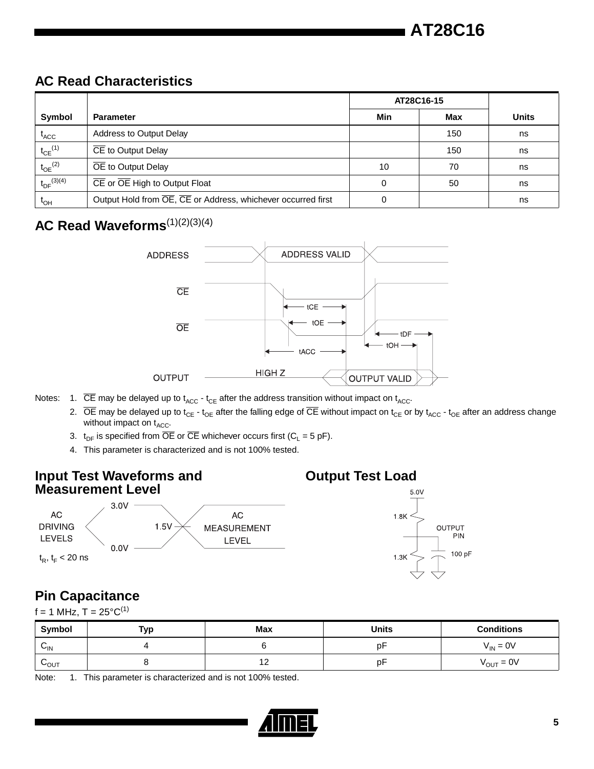## AC Read Characteristics

| Symbol | Parameter | AT28C16-15 | | Units |
|---|---|---|---|---|
| | | Min | Max | |
| $t_{ACC}$ | Address to Output Delay | | 150 | ns |
| $t_{CE}$(1) | $\overline{CE}$ to Output Delay | | 150 | ns |
| $t_{OE}$(2) | $\overline{OE}$ to Output Delay | 10 | 70 | ns |
| $t_{DF}$(3)(4) | $\overline{CE}$ or $\overline{OE}$ High to Output Float | 0 | 50 | ns |
| $t_{OH}$ | Output Hold from $\overline{OE}$, $\overline{CE}$ or Address, whichever occurred first | 0 | | ns |

## AC Read Waveforms(1)(2)(3)(4)

Notes:
1. $\overline{CE}$ may be delayed up to $t_{ACC}$ - $t_{CE}$ after the address transition without impact on $t_{ACC}$.
2. $\overline{OE}$ may be delayed up to $t_{CE}$ - $t_{OE}$ after the falling edge of $\overline{CE}$ without impact on $t_{CE}$ or by $t_{ACC}$ - $t_{OE}$ after an address change without impact on $t_{ACC}$.
3. $t_{DF}$ is specified from $\overline{OE}$ or $\overline{CE}$ whichever occurs first ($C_L$ = 5 pF).
4. This parameter is characterized and is not 100% tested.

## Input Test Waveforms and Measurement Level

$t_R$, $t_F$ < 20 ns

## Output Test Load

## Pin Capacitance

f = 1 MHz, T = 25°C(1)

| Symbol | Typ | Max | Units | Conditions |
|---|---|---|---|---|
| $C_{IN}$ | 4 | 6 | pF | $V_{IN}$ = 0V |
| $C_{OUT}$ | 8 | 12 | pF | $V_{OUT}$ = 0V |

Note: 1. This parameter is characterized and is not 100% tested.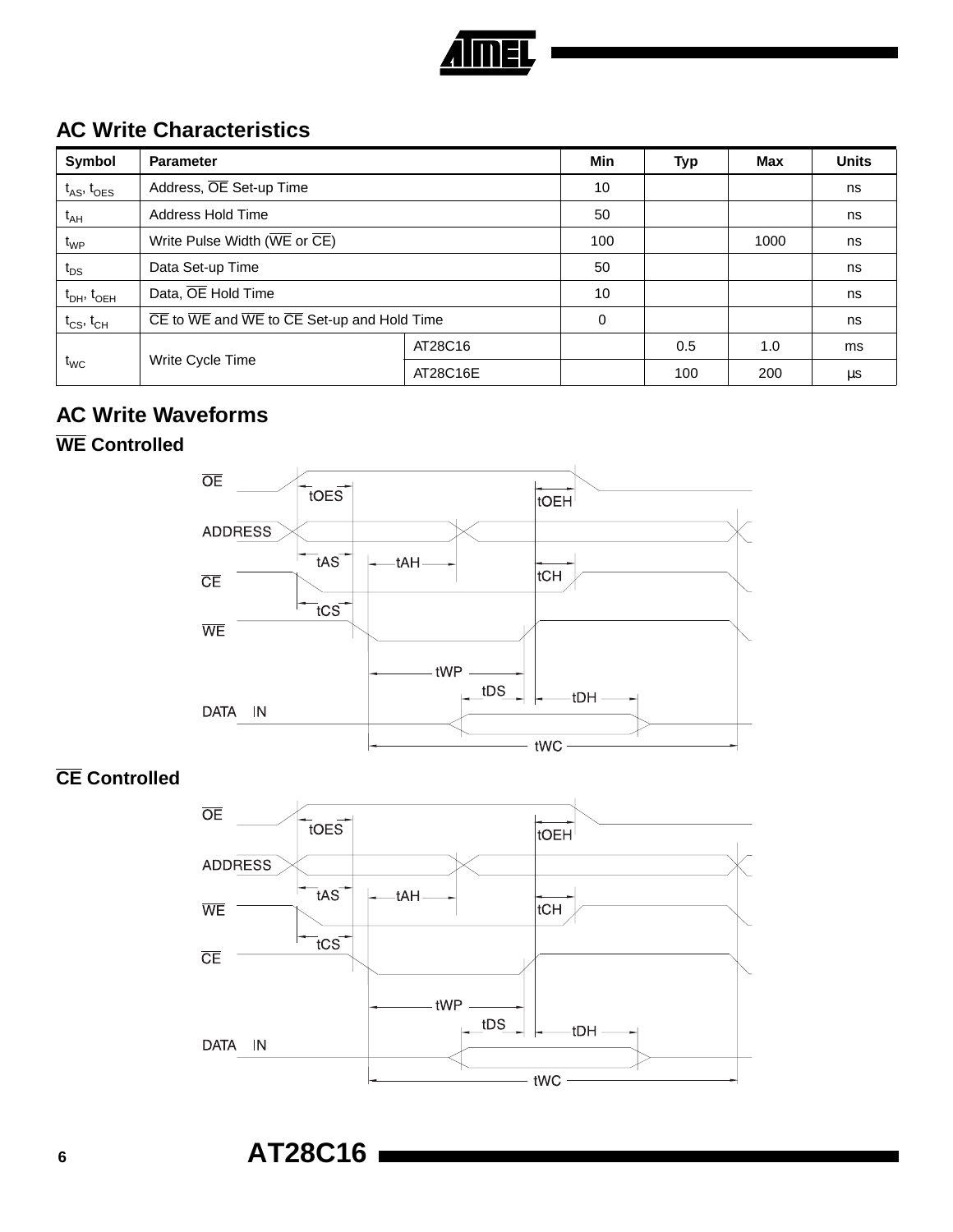## AC Write Characteristics

| Symbol | Parameter | | Min | Typ | Max | Units |
|---|---|---|---|---|---|---|
| $t_{AS}$, $t_{OES}$ | Address, $\overline{OE}$ Set-up Time | | 10 | | | ns |
| $t_{AH}$ | Address Hold Time | | 50 | | | ns |
| $t_{WP}$ | Write Pulse Width ($\overline{WE}$ or $\overline{CE}$) | | 100 | | 1000 | ns |
| $t_{DS}$ | Data Set-up Time | | 50 | | | ns |
| $t_{DH}$, $t_{OEH}$ | Data, $\overline{OE}$ Hold Time | | 10 | | | ns |
| $t_{CS}$, $t_{CH}$ | $\overline{CE}$ to $\overline{WE}$ and $\overline{WE}$ to $\overline{CE}$ Set-up and Hold Time | | 0 | | | ns |
| $t_{WC}$ | Write Cycle Time | AT28C16 | | 0.5 | 1.0 | ms |
| | | AT28C16E | | 100 | 200 | µs |

## AC Write Waveforms

### $\overline{WE}$ Controlled

### $\overline{CE}$ Controlled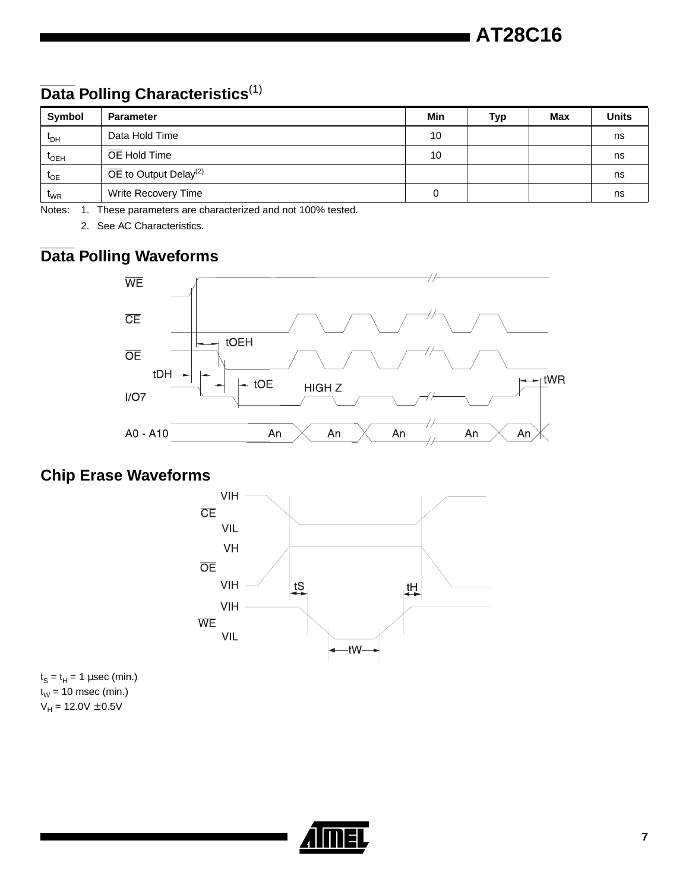## Data Polling Characteristics[1]

| Symbol | Parameter | Min | Typ | Max | Units |
|---|---|---|---|---|---|
| $t_{DH}$ | Data Hold Time | 10 | | | ns |
| $t_{OEH}$ | $\overline{OE}$ Hold Time | 10 | | | ns |
| $t_{OE}$ | $\overline{OE}$ to Output Delay[2] | | | | ns |
| $t_{WR}$ | Write Recovery Time | 0 | | | ns |

Notes: 1. These parameters are characterized and not 100% tested.

2. See AC Characteristics.

## Data Polling Waveforms

## Chip Erase Waveforms

$t_S = t_H = 1$ µsec (min.)
$t_W = 10$ msec (min.)
$V_H = 12.0V \pm 0.5V$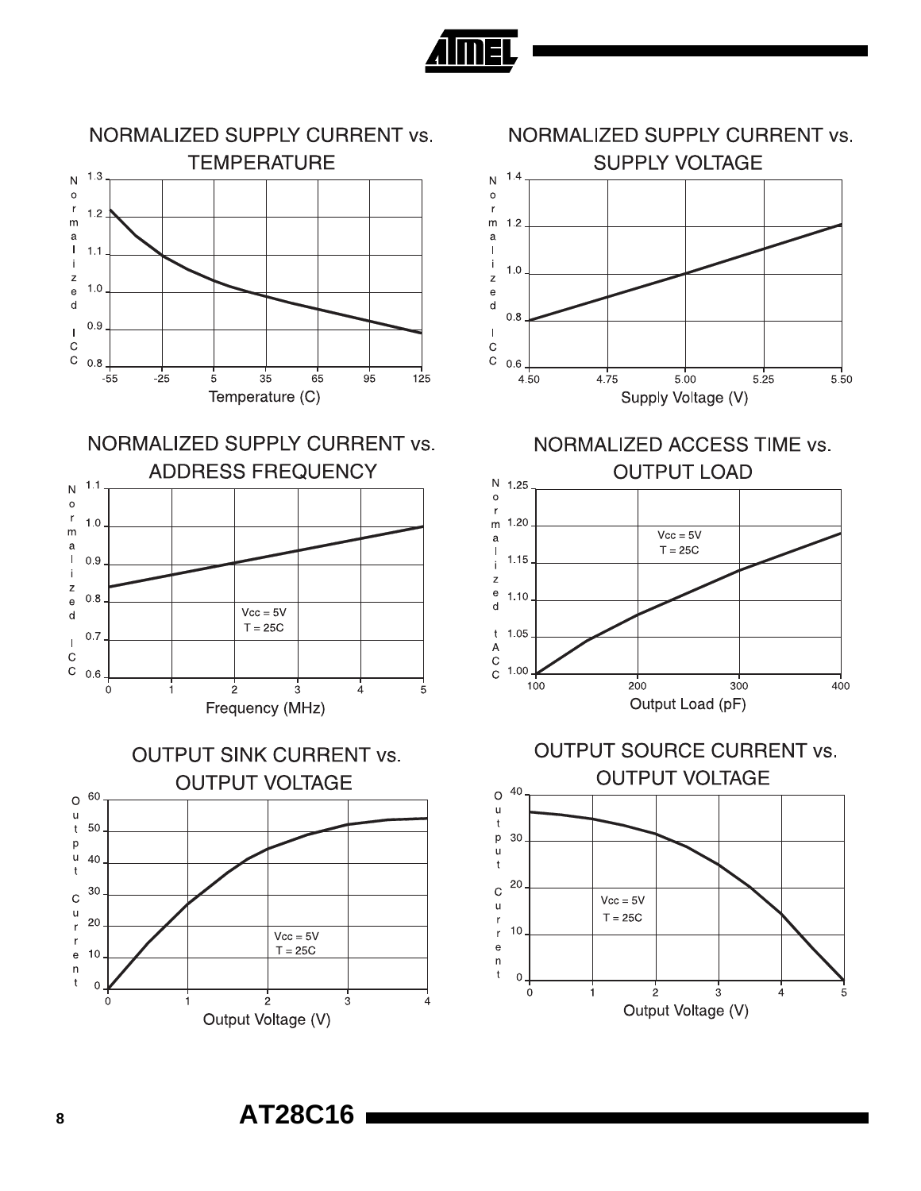NORMALIZED SUPPLY CURRENT vs. TEMPERATURE

Normalized ICC

1.3, 1.2, 1.1, 1.0, 0.9, 0.8

-55, -25, 5, 35, 65, 95, 125

Temperature (C)

NORMALIZED SUPPLY CURRENT vs. SUPPLY VOLTAGE

Normalized ICC

1.4, 1.2, 1.0, 0.8, 0.6

4.50, 4.75, 5.00, 5.25, 5.50

Supply Voltage (V)

NORMALIZED SUPPLY CURRENT vs. ADDRESS FREQUENCY

Normalized ICC

1.1, 1.0, 0.9, 0.8, 0.7, 0.6

0, 1, 2, 3, 4, 5

Vcc = 5V
T = 25C

Frequency (MHz)

NORMALIZED ACCESS TIME vs. OUTPUT LOAD

Normalized tACC

1.25, 1.20, 1.15, 1.10, 1.05, 1.00

100, 200, 300, 400

Vcc = 5V
T = 25C

Output Load (pF)

OUTPUT SINK CURRENT vs. OUTPUT VOLTAGE

Output Current

60, 50, 40, 30, 20, 10, 0

0, 1, 2, 3, 4

Vcc = 5V
T = 25C

Output Voltage (V)

OUTPUT SOURCE CURRENT vs. OUTPUT VOLTAGE

Output Current

40, 30, 20, 10, 0

0, 1, 2, 3, 4, 5

Vcc = 5V
T = 25C

Output Voltage (V)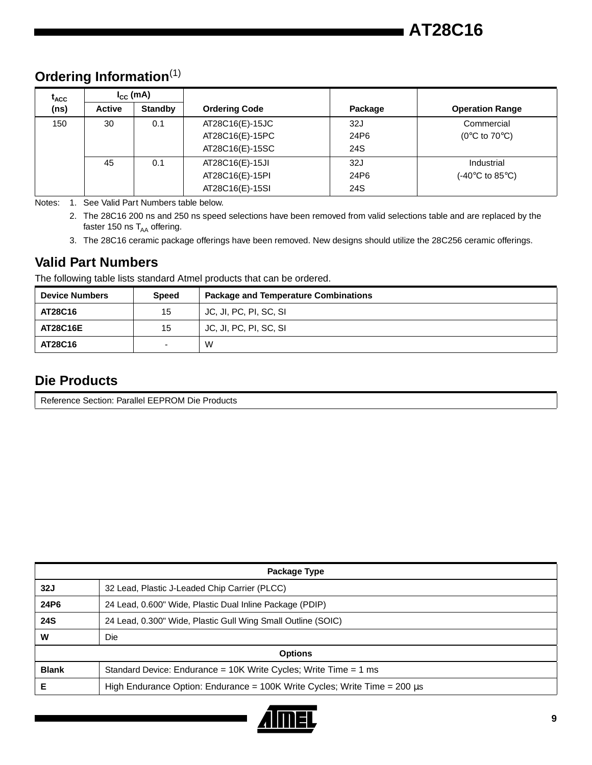## Ordering Information[1]

| $t_{ACC}$ (ns) | $I_{CC}$ (mA) | | Ordering Code | Package | Operation Range |
|---|---|---|---|---|---|
| | Active | Standby | | | |
| 150 | 30 | 0.1 | AT28C16(E)-15JC<br>AT28C16(E)-15PC<br>AT28C16(E)-15SC | 32J<br>24P6<br>24S | Commercial<br>(0°C to 70°C) |
| | 45 | 0.1 | AT28C16(E)-15JI<br>AT28C16(E)-15PI<br>AT28C16(E)-15SI | 32J<br>24P6<br>24S | Industrial<br>(-40°C to 85°C) |

Notes:
1. See Valid Part Numbers table below.
2. The 28C16 200 ns and 250 ns speed selections have been removed from valid selections table and are replaced by the faster 150 ns $T_{AA}$ offering.
3. The 28C16 ceramic package offerings have been removed. New designs should utilize the 28C256 ceramic offerings.

## Valid Part Numbers

The following table lists standard Atmel products that can be ordered.

| Device Numbers | Speed | Package and Temperature Combinations |
|---|---|---|
| **AT28C16** | 15 | JC, JI, PC, PI, SC, SI |
| **AT28C16E** | 15 | JC, JI, PC, PI, SC, SI |
| **AT28C16** | - | W |

## Die Products

| Reference Section: Parallel EEPROM Die Products |
|---|

| Package Type | |
|---|---|
| **32J** | 32 Lead, Plastic J-Leaded Chip Carrier (PLCC) |
| **24P6** | 24 Lead, 0.600" Wide, Plastic Dual Inline Package (PDIP) |
| **24S** | 24 Lead, 0.300" Wide, Plastic Gull Wing Small Outline (SOIC) |
| **W** | Die |
| **Options** | |
| **Blank** | Standard Device: Endurance = 10K Write Cycles; Write Time = 1 ms |
| **E** | High Endurance Option: Endurance = 100K Write Cycles; Write Time = 200 µs |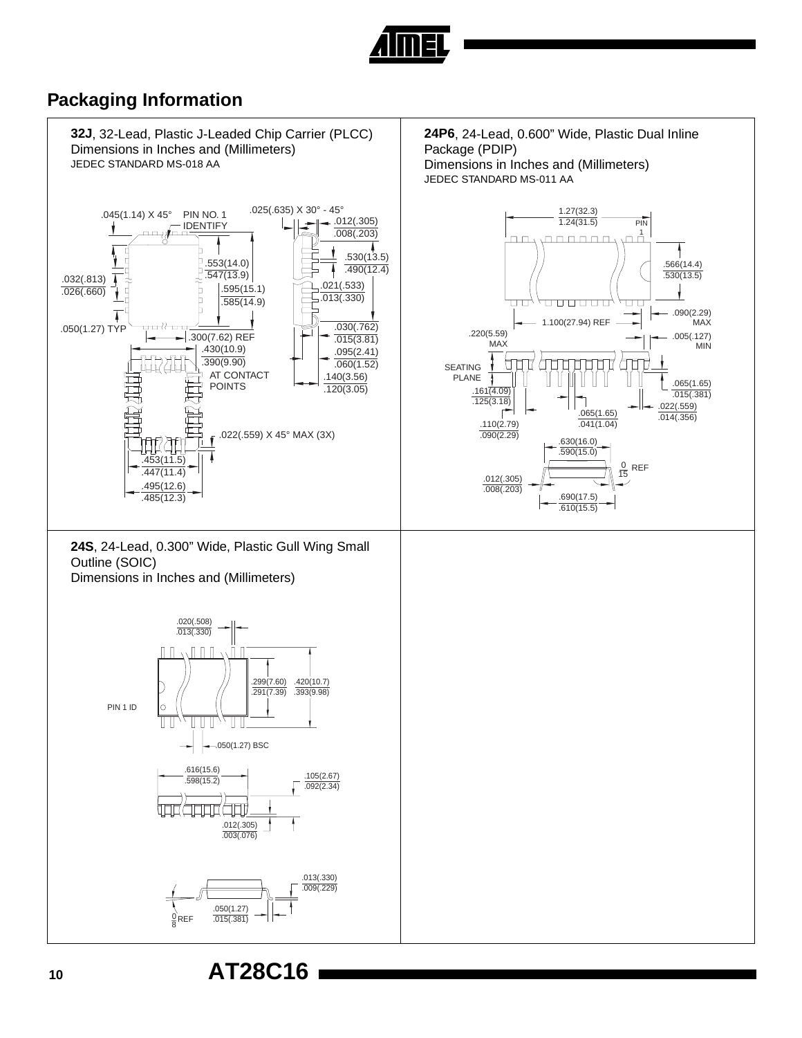## Packaging Information

**32J**, 32-Lead, Plastic J-Leaded Chip Carrier (PLCC)
Dimensions in Inches and (Millimeters)
JEDEC STANDARD MS-018 AA

.045(1.14) X 45°
PIN NO. 1 IDENTIFY
.025(.635) X 30° - 45°
.012(.305)
.008(.203)
.530(13.5)
.490(12.4)
.553(14.0)
.547(13.9)
.032(.813)
.026(.660)
.595(15.1)
.585(14.9)
.021(.533)
.013(.330)
.050(1.27) TYP
.030(.762)
.015(3.81)
.300(7.62) REF
.430(10.9)
.390(9.90)
AT CONTACT POINTS
.095(2.41)
.060(1.52)
.140(3.56)
.120(3.05)
.022(.559) X 45° MAX (3X)
.453(11.5)
.447(11.4)
.495(12.6)
.485(12.3)

**24P6**, 24-Lead, 0.600" Wide, Plastic Dual Inline Package (PDIP)
Dimensions in Inches and (Millimeters)
JEDEC STANDARD MS-011 AA

1.27(32.3)
1.24(31.5)
PIN 1
.566(14.4)
.530(13.5)
.090(2.29) MAX
1.100(27.94) REF
.220(5.59) MAX
.005(.127) MIN
SEATING PLANE
.065(1.65)
.015(.381)
.161(4.09)
.125(3.18)
.022(.559)
.014(.356)
.065(1.65)
.041(1.04)
.110(2.79)
.090(2.29)
.630(16.0)
.590(15.0)
0
15 REF
.012(.305)
.008(.203)
.690(17.5)
.610(15.5)

**24S**, 24-Lead, 0.300" Wide, Plastic Gull Wing Small Outline (SOIC)
Dimensions in Inches and (Millimeters)

.020(.508)
.013(.330)
.299(7.60)
.291(7.39)
.420(10.7)
.393(9.98)
PIN 1 ID
.050(1.27) BSC
.616(15.6)
.598(15.2)
.105(2.67)
.092(2.34)
.012(.305)
.003(.076)
.013(.330)
.009(.229)
0
8 REF
.050(1.27)
.015(.381)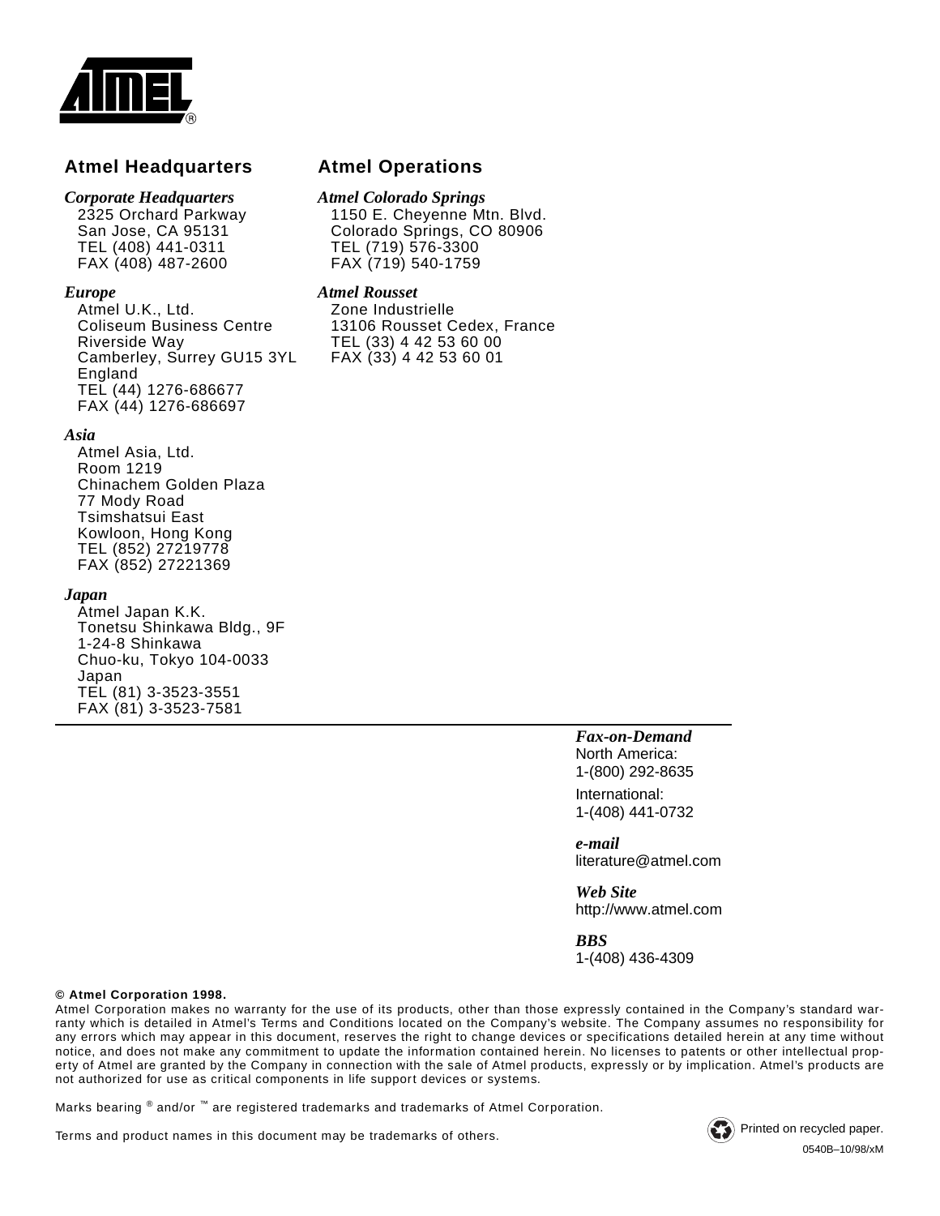## Atmel Headquarters

*Corporate Headquarters*
2325 Orchard Parkway
San Jose, CA 95131
TEL (408) 441-0311
FAX (408) 487-2600

*Europe*
Atmel U.K., Ltd.
Coliseum Business Centre
Riverside Way
Camberley, Surrey GU15 3YL
England
TEL (44) 1276-686677
FAX (44) 1276-686697

*Asia*
Atmel Asia, Ltd.
Room 1219
Chinachem Golden Plaza
77 Mody Road
Tsimshatsui East
Kowloon, Hong Kong
TEL (852) 27219778
FAX (852) 27221369

*Japan*
Atmel Japan K.K.
Tonetsu Shinkawa Bldg., 9F
1-24-8 Shinkawa
Chuo-ku, Tokyo 104-0033
Japan
TEL (81) 3-3523-3551
FAX (81) 3-3523-7581

## Atmel Operations

*Atmel Colorado Springs*
1150 E. Cheyenne Mtn. Blvd.
Colorado Springs, CO 80906
TEL (719) 576-3300
FAX (719) 540-1759

*Atmel Rousset*
Zone Industrielle
13106 Rousset Cedex, France
TEL (33) 4 42 53 60 00
FAX (33) 4 42 53 60 01

*Fax-on-Demand*
North America:
1-(800) 292-8635

International:
1-(408) 441-0732

*e-mail*
literature@atmel.com

*Web Site*
http://www.atmel.com

*BBS*
1-(408) 436-4309

**© Atmel Corporation 1998.**
Atmel Corporation makes no warranty for the use of its products, other than those expressly contained in the Company's standard warranty which is detailed in Atmel's Terms and Conditions located on the Company's website. The Company assumes no responsibility for any errors which may appear in this document, reserves the right to change devices or specifications detailed herein at any time without notice, and does not make any commitment to update the information contained herein. No licenses to patents or other intellectual property of Atmel are granted by the Company in connection with the sale of Atmel products, expressly or by implication. Atmel's products are not authorized for use as critical components in life support devices or systems.

Marks bearing ® and/or ™ are registered trademarks and trademarks of Atmel Corporation.

Terms and product names in this document may be trademarks of others.

Printed on recycled paper.

0540B–10/98/xM